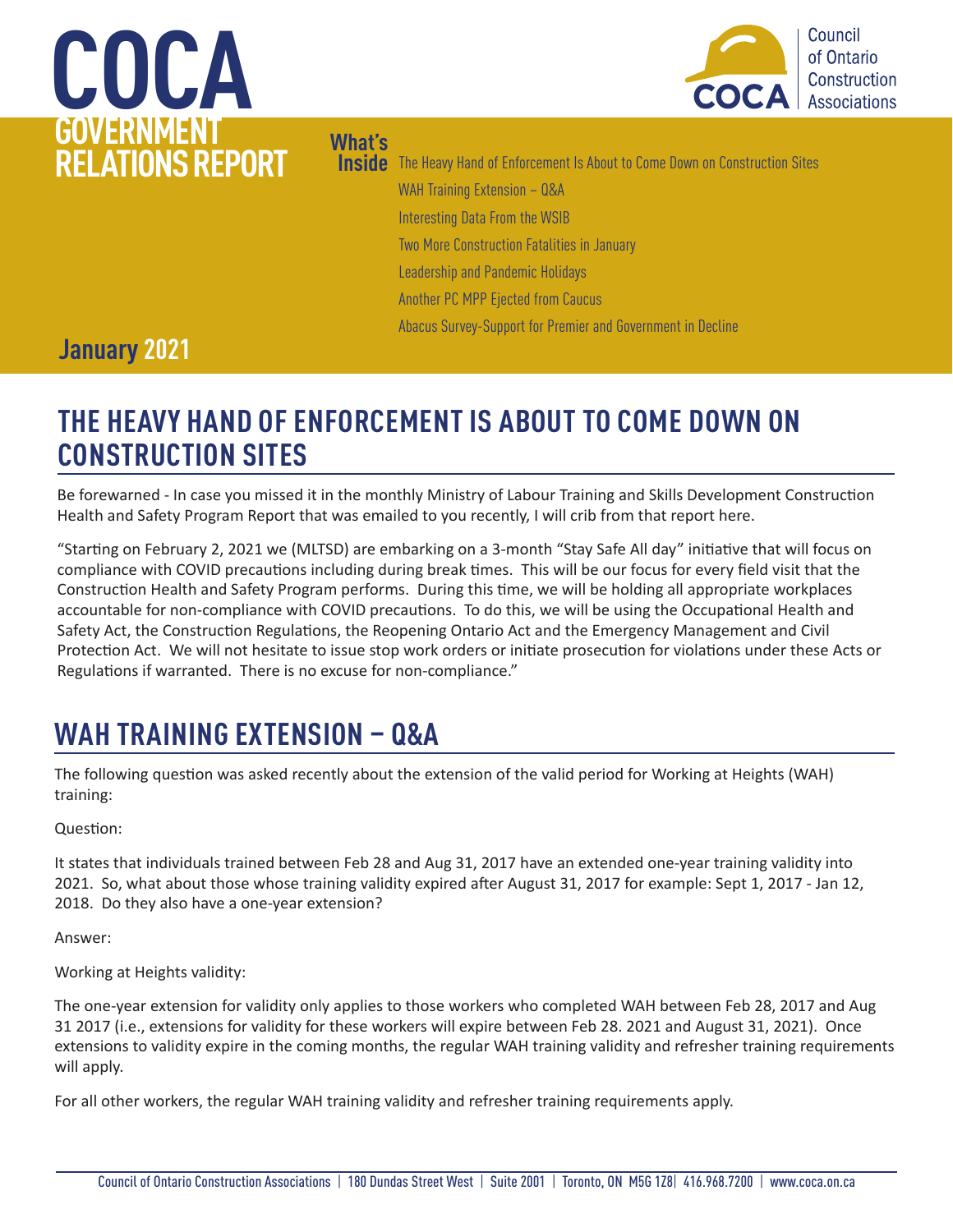# COCA GOVERNMENT RELATIONS REPORT

Council of Ontario Construction Associations

**What's Inside**

- The Heavy Hand of Enforcement Is About to Come Down on Construction Sites
- WAH Training Extension – Q&A
- Interesting Data From the WSIB
- Two More Construction Fatalities in January
- Leadership and Pandemic Holidays
- Another PC MPP Ejected from Caucus
- Abacus Survey-Support for Premier and Government in Decline

**January 2021**

## THE HEAVY HAND OF ENFORCEMENT IS ABOUT TO COME DOWN ON CONSTRUCTION SITES

Be forewarned - In case you missed it in the monthly Ministry of Labour Training and Skills Development Construction Health and Safety Program Report that was emailed to you recently, I will crib from that report here.

"Starting on February 2, 2021 we (MLTSD) are embarking on a 3-month "Stay Safe All day" initiative that will focus on compliance with COVID precautions including during break times. This will be our focus for every field visit that the Construction Health and Safety Program performs. During this time, we will be holding all appropriate workplaces accountable for non-compliance with COVID precautions. To do this, we will be using the Occupational Health and Safety Act, the Construction Regulations, the Reopening Ontario Act and the Emergency Management and Civil Protection Act. We will not hesitate to issue stop work orders or initiate prosecution for violations under these Acts or Regulations if warranted. There is no excuse for non-compliance."

## WAH TRAINING EXTENSION – Q&A

The following question was asked recently about the extension of the valid period for Working at Heights (WAH) training:

Question:

It states that individuals trained between Feb 28 and Aug 31, 2017 have an extended one-year training validity into 2021. So, what about those whose training validity expired after August 31, 2017 for example: Sept 1, 2017 - Jan 12, 2018. Do they also have a one-year extension?

Answer:

Working at Heights validity:

The one-year extension for validity only applies to those workers who completed WAH between Feb 28, 2017 and Aug 31 2017 (i.e., extensions for validity for these workers will expire between Feb 28. 2021 and August 31, 2021). Once extensions to validity expire in the coming months, the regular WAH training validity and refresher training requirements will apply.

For all other workers, the regular WAH training validity and refresher training requirements apply.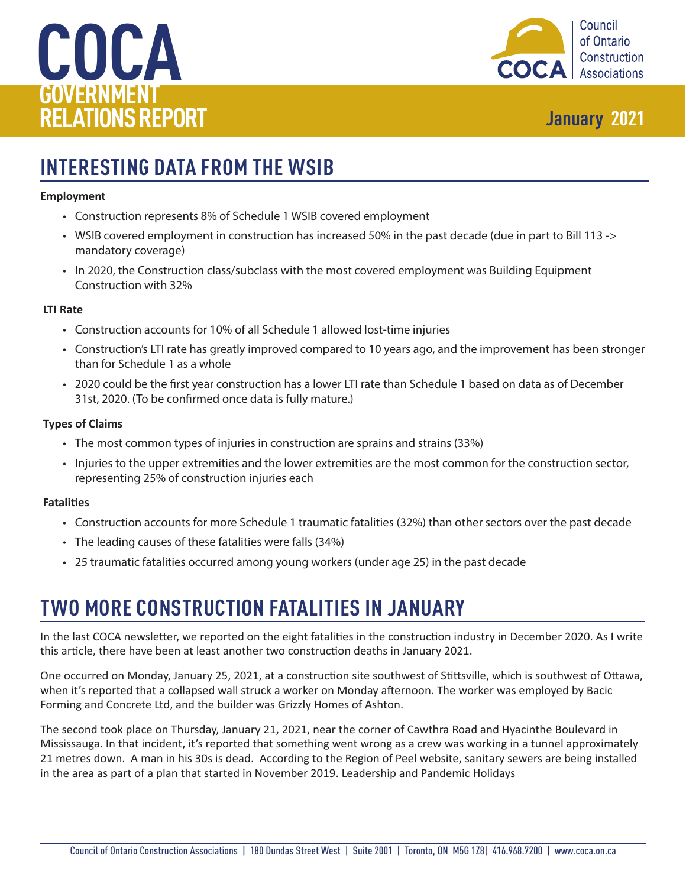# COCA GOVERNMENT RELATIONS REPORT

January 2021

## INTERESTING DATA FROM THE WSIB

**Employment**

- Construction represents 8% of Schedule 1 WSIB covered employment
- WSIB covered employment in construction has increased 50% in the past decade (due in part to Bill 113 -> mandatory coverage)
- In 2020, the Construction class/subclass with the most covered employment was Building Equipment Construction with 32%

**LTI Rate**

- Construction accounts for 10% of all Schedule 1 allowed lost-time injuries
- Construction's LTI rate has greatly improved compared to 10 years ago, and the improvement has been stronger than for Schedule 1 as a whole
- 2020 could be the first year construction has a lower LTI rate than Schedule 1 based on data as of December 31st, 2020. (To be confirmed once data is fully mature.)

**Types of Claims**

- The most common types of injuries in construction are sprains and strains (33%)
- Injuries to the upper extremities and the lower extremities are the most common for the construction sector, representing 25% of construction injuries each

**Fatalities**

- Construction accounts for more Schedule 1 traumatic fatalities (32%) than other sectors over the past decade
- The leading causes of these fatalities were falls (34%)
- 25 traumatic fatalities occurred among young workers (under age 25) in the past decade

## TWO MORE CONSTRUCTION FATALITIES IN JANUARY

In the last COCA newsletter, we reported on the eight fatalities in the construction industry in December 2020. As I write this article, there have been at least another two construction deaths in January 2021.

One occurred on Monday, January 25, 2021, at a construction site southwest of Stittsville, which is southwest of Ottawa, when it's reported that a collapsed wall struck a worker on Monday afternoon. The worker was employed by Bacic Forming and Concrete Ltd, and the builder was Grizzly Homes of Ashton.

The second took place on Thursday, January 21, 2021, near the corner of Cawthra Road and Hyacinthe Boulevard in Mississauga. In that incident, it's reported that something went wrong as a crew was working in a tunnel approximately 21 metres down. A man in his 30s is dead. According to the Region of Peel website, sanitary sewers are being installed in the area as part of a plan that started in November 2019. Leadership and Pandemic Holidays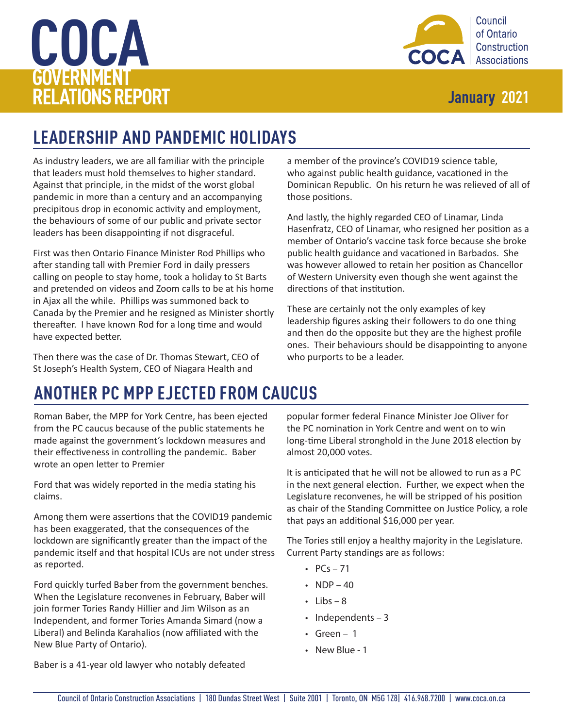# COCA GOVERNMENT RELATIONS REPORT

**January 2021**

## LEADERSHIP AND PANDEMIC HOLIDAYS

As industry leaders, we are all familiar with the principle that leaders must hold themselves to higher standard. Against that principle, in the midst of the worst global pandemic in more than a century and an accompanying precipitous drop in economic activity and employment, the behaviours of some of our public and private sector leaders has been disappointing if not disgraceful.

First was then Ontario Finance Minister Rod Phillips who after standing tall with Premier Ford in daily pressers calling on people to stay home, took a holiday to St Barts and pretended on videos and Zoom calls to be at his home in Ajax all the while. Phillips was summoned back to Canada by the Premier and he resigned as Minister shortly thereafter. I have known Rod for a long time and would have expected better.

Then there was the case of Dr. Thomas Stewart, CEO of St Joseph's Health System, CEO of Niagara Health and a member of the province's COVID19 science table, who against public health guidance, vacationed in the Dominican Republic. On his return he was relieved of all of those positions.

And lastly, the highly regarded CEO of Linamar, Linda Hasenfratz, CEO of Linamar, who resigned her position as a member of Ontario's vaccine task force because she broke public health guidance and vacationed in Barbados. She was however allowed to retain her position as Chancellor of Western University even though she went against the directions of that institution.

These are certainly not the only examples of key leadership figures asking their followers to do one thing and then do the opposite but they are the highest profile ones. Their behaviours should be disappointing to anyone who purports to be a leader.

## ANOTHER PC MPP EJECTED FROM CAUCUS

Roman Baber, the MPP for York Centre, has been ejected from the PC caucus because of the public statements he made against the government's lockdown measures and their effectiveness in controlling the pandemic. Baber wrote an open letter to Premier

Ford that was widely reported in the media stating his claims.

Among them were assertions that the COVID19 pandemic has been exaggerated, that the consequences of the lockdown are significantly greater than the impact of the pandemic itself and that hospital ICUs are not under stress as reported.

Ford quickly turfed Baber from the government benches. When the Legislature reconvenes in February, Baber will join former Tories Randy Hillier and Jim Wilson as an Independent, and former Tories Amanda Simard (now a Liberal) and Belinda Karahalios (now affiliated with the New Blue Party of Ontario).

Baber is a 41-year old lawyer who notably defeated popular former federal Finance Minister Joe Oliver for the PC nomination in York Centre and went on to win long-time Liberal stronghold in the June 2018 election by almost 20,000 votes.

It is anticipated that he will not be allowed to run as a PC in the next general election. Further, we expect when the Legislature reconvenes, he will be stripped of his position as chair of the Standing Committee on Justice Policy, a role that pays an additional $16,000 per year.

The Tories still enjoy a healthy majority in the Legislature. Current Party standings are as follows:

- PCs – 71
- NDP – 40
- Libs – 8
- Independents – 3
- Green – 1
- New Blue - 1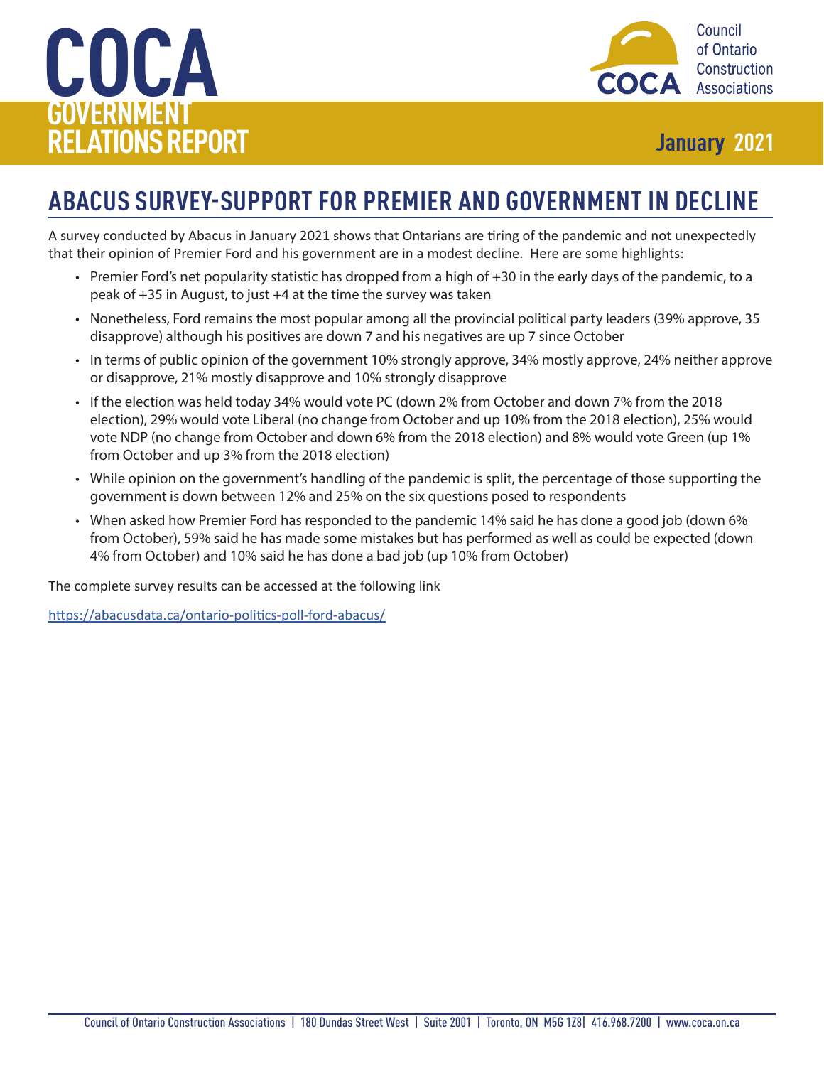# COCA GOVERNMENT RELATIONS REPORT

Council of Ontario Construction Associations

**January 2021**

## ABACUS SURVEY-SUPPORT FOR PREMIER AND GOVERNMENT IN DECLINE

A survey conducted by Abacus in January 2021 shows that Ontarians are tiring of the pandemic and not unexpectedly that their opinion of Premier Ford and his government are in a modest decline. Here are some highlights:

- Premier Ford's net popularity statistic has dropped from a high of +30 in the early days of the pandemic, to a peak of +35 in August, to just +4 at the time the survey was taken
- Nonetheless, Ford remains the most popular among all the provincial political party leaders (39% approve, 35 disapprove) although his positives are down 7 and his negatives are up 7 since October
- In terms of public opinion of the government 10% strongly approve, 34% mostly approve, 24% neither approve or disapprove, 21% mostly disapprove and 10% strongly disapprove
- If the election was held today 34% would vote PC (down 2% from October and down 7% from the 2018 election), 29% would vote Liberal (no change from October and up 10% from the 2018 election), 25% would vote NDP (no change from October and down 6% from the 2018 election) and 8% would vote Green (up 1% from October and up 3% from the 2018 election)
- While opinion on the government's handling of the pandemic is split, the percentage of those supporting the government is down between 12% and 25% on the six questions posed to respondents
- When asked how Premier Ford has responded to the pandemic 14% said he has done a good job (down 6% from October), 59% said he has made some mistakes but has performed as well as could be expected (down 4% from October) and 10% said he has done a bad job (up 10% from October)

The complete survey results can be accessed at the following link

https://abacusdata.ca/ontario-politics-poll-ford-abacus/